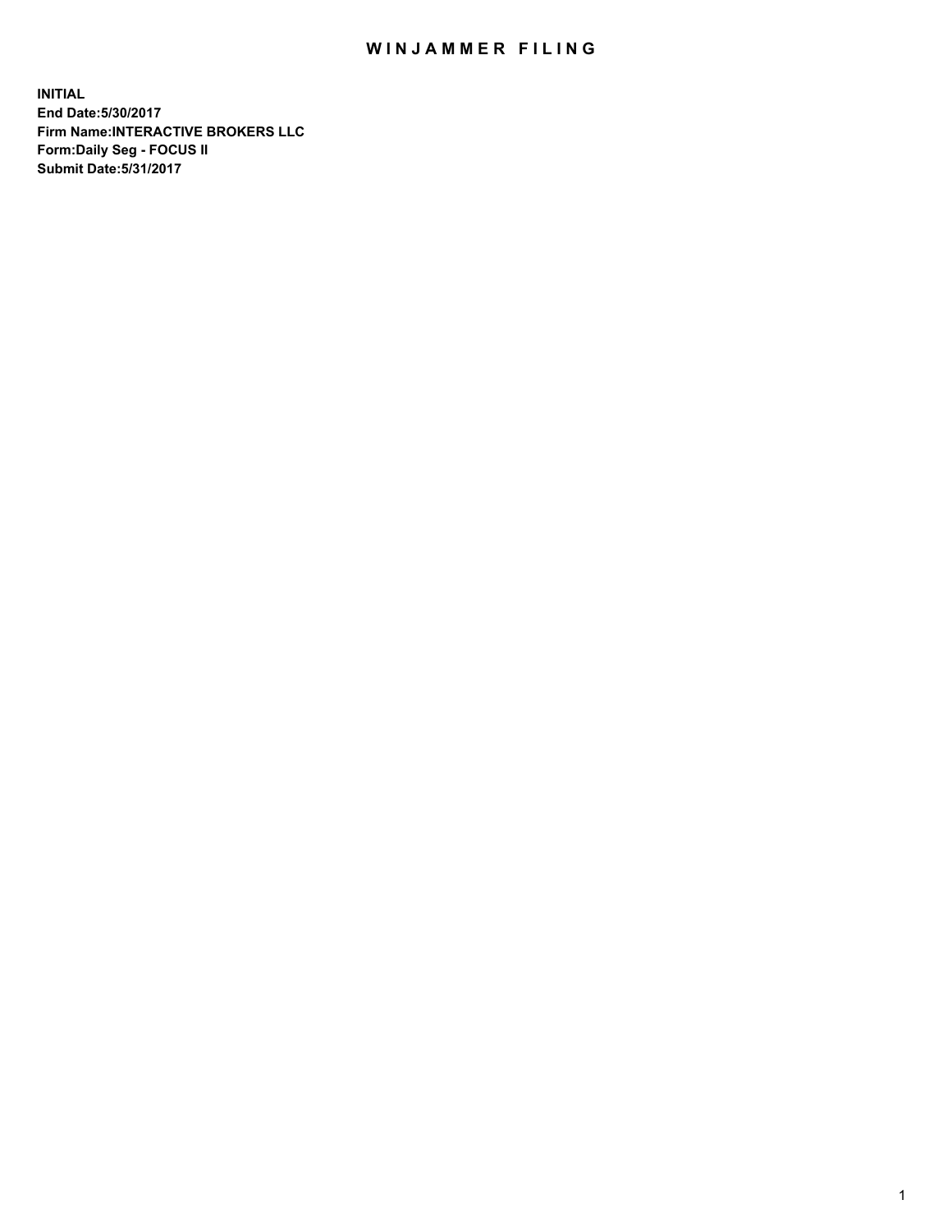# WINJAMMER FILING

**INITIAL**
**End Date:5/30/2017**
**Firm Name:INTERACTIVE BROKERS LLC**
**Form:Daily Seg - FOCUS II**
**Submit Date:5/31/2017**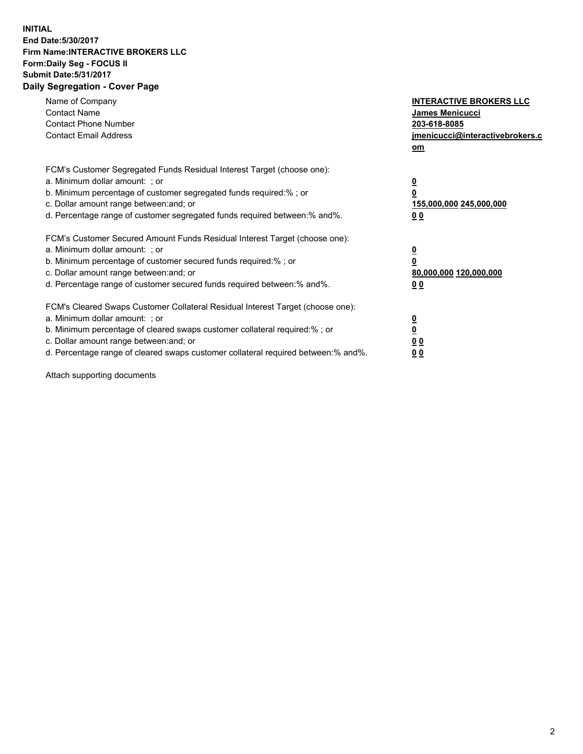**INITIAL**
**End Date:5/30/2017**
**Firm Name:INTERACTIVE BROKERS LLC**
**Form:Daily Seg - FOCUS II**
**Submit Date:5/31/2017**
**Daily Segregation - Cover Page**

| | |
|---|---|
| Name of Company | **INTERACTIVE BROKERS LLC** |
| Contact Name | **James Menicucci** |
| Contact Phone Number | **203-618-8085** |
| Contact Email Address | **jmenicucci@interactivebrokers.com** |

FCM's Customer Segregated Funds Residual Interest Target (choose one):

| | |
|---|---|
| a. Minimum dollar amount: ; or | **0** |
| b. Minimum percentage of customer segregated funds required:% ; or | **0** |
| c. Dollar amount range between:and; or | **155,000,000 245,000,000** |
| d. Percentage range of customer segregated funds required between:% and%. | **0 0** |

FCM's Customer Secured Amount Funds Residual Interest Target (choose one):

| | |
|---|---|
| a. Minimum dollar amount: ; or | **0** |
| b. Minimum percentage of customer secured funds required:% ; or | **0** |
| c. Dollar amount range between:and; or | **80,000,000 120,000,000** |
| d. Percentage range of customer secured funds required between:% and%. | **0 0** |

FCM's Cleared Swaps Customer Collateral Residual Interest Target (choose one):

| | |
|---|---|
| a. Minimum dollar amount: ; or | **0** |
| b. Minimum percentage of cleared swaps customer collateral required:% ; or | **0** |
| c. Dollar amount range between:and; or | **0 0** |
| d. Percentage range of cleared swaps customer collateral required between:% and%. | **0 0** |

Attach supporting documents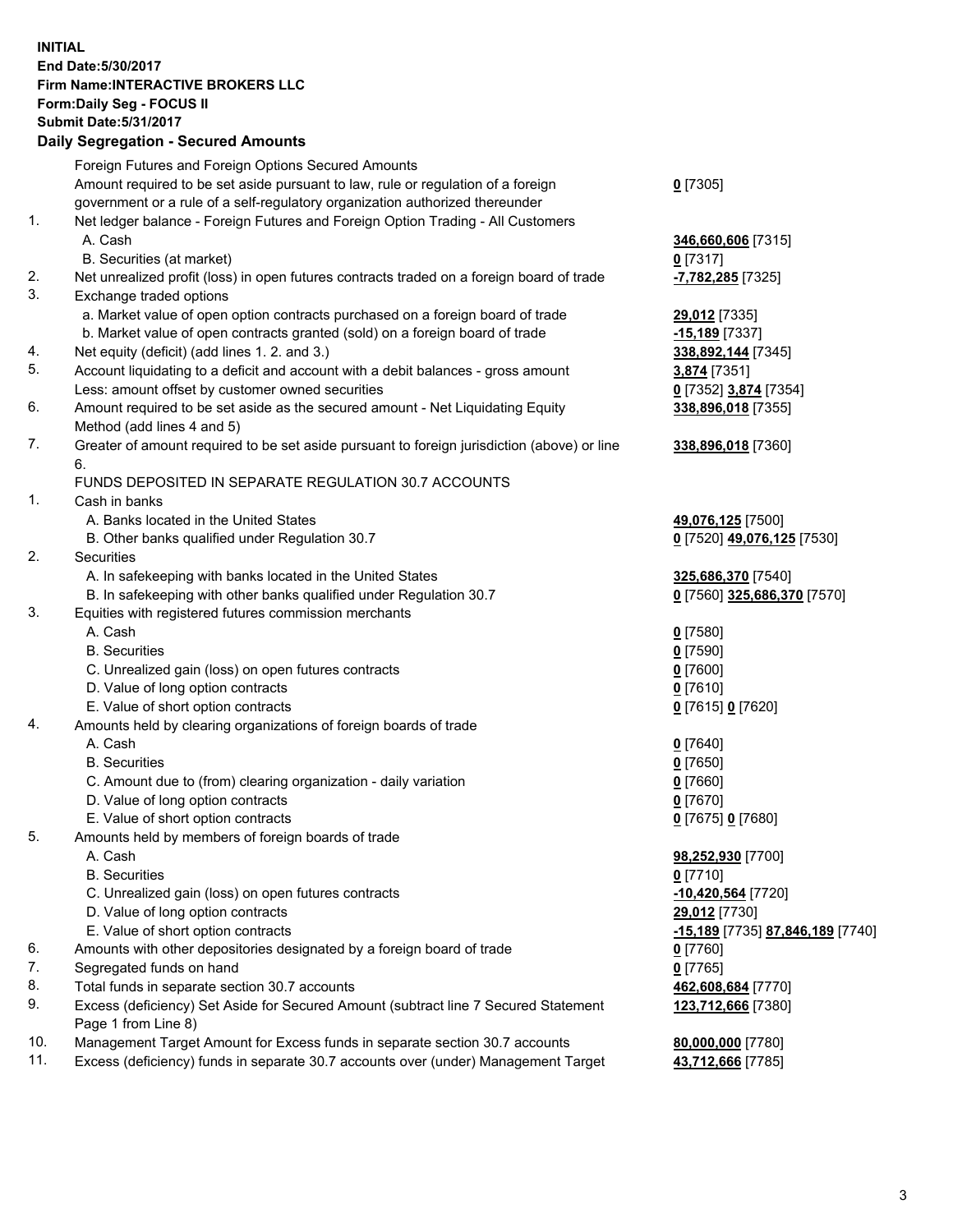**INITIAL**
**End Date:5/30/2017**
**Firm Name:INTERACTIVE BROKERS LLC**
**Form:Daily Seg - FOCUS II**
**Submit Date:5/31/2017**

**Daily Segregation - Secured Amounts**

| | | |
|---|---|---|
| | Foreign Futures and Foreign Options Secured Amounts | |
| | Amount required to be set aside pursuant to law, rule or regulation of a foreign government or a rule of a self-regulatory organization authorized thereunder | **0** [7305] |
| 1. | Net ledger balance - Foreign Futures and Foreign Option Trading - All Customers | |
| | A. Cash | **346,660,606** [7315] |
| | B. Securities (at market) | **0** [7317] |
| 2. | Net unrealized profit (loss) in open futures contracts traded on a foreign board of trade | **-7,782,285** [7325] |
| 3. | Exchange traded options | |
| | a. Market value of open option contracts purchased on a foreign board of trade | **29,012** [7335] |
| | b. Market value of open contracts granted (sold) on a foreign board of trade | **-15,189** [7337] |
| 4. | Net equity (deficit) (add lines 1. 2. and 3.) | **338,892,144** [7345] |
| 5. | Account liquidating to a deficit and account with a debit balances - gross amount | **3,874** [7351] |
| | Less: amount offset by customer owned securities | **0** [7352] **3,874** [7354] |
| 6. | Amount required to be set aside as the secured amount - Net Liquidating Equity Method (add lines 4 and 5) | **338,896,018** [7355] |
| 7. | Greater of amount required to be set aside pursuant to foreign jurisdiction (above) or line 6. | **338,896,018** [7360] |
| | FUNDS DEPOSITED IN SEPARATE REGULATION 30.7 ACCOUNTS | |
| 1. | Cash in banks | |
| | A. Banks located in the United States | **49,076,125** [7500] |
| | B. Other banks qualified under Regulation 30.7 | **0** [7520] **49,076,125** [7530] |
| 2. | Securities | |
| | A. In safekeeping with banks located in the United States | **325,686,370** [7540] |
| | B. In safekeeping with other banks qualified under Regulation 30.7 | **0** [7560] **325,686,370** [7570] |
| 3. | Equities with registered futures commission merchants | |
| | A. Cash | **0** [7580] |
| | B. Securities | **0** [7590] |
| | C. Unrealized gain (loss) on open futures contracts | **0** [7600] |
| | D. Value of long option contracts | **0** [7610] |
| | E. Value of short option contracts | **0** [7615] **0** [7620] |
| 4. | Amounts held by clearing organizations of foreign boards of trade | |
| | A. Cash | **0** [7640] |
| | B. Securities | **0** [7650] |
| | C. Amount due to (from) clearing organization - daily variation | **0** [7660] |
| | D. Value of long option contracts | **0** [7670] |
| | E. Value of short option contracts | **0** [7675] **0** [7680] |
| 5. | Amounts held by members of foreign boards of trade | |
| | A. Cash | **98,252,930** [7700] |
| | B. Securities | **0** [7710] |
| | C. Unrealized gain (loss) on open futures contracts | **-10,420,564** [7720] |
| | D. Value of long option contracts | **29,012** [7730] |
| | E. Value of short option contracts | **-15,189** [7735] **87,846,189** [7740] |
| 6. | Amounts with other depositories designated by a foreign board of trade | **0** [7760] |
| 7. | Segregated funds on hand | **0** [7765] |
| 8. | Total funds in separate section 30.7 accounts | **462,608,684** [7770] |
| 9. | Excess (deficiency) Set Aside for Secured Amount (subtract line 7 Secured Statement Page 1 from Line 8) | **123,712,666** [7380] |
| 10. | Management Target Amount for Excess funds in separate section 30.7 accounts | **80,000,000** [7780] |
| 11. | Excess (deficiency) funds in separate 30.7 accounts over (under) Management Target | **43,712,666** [7785] |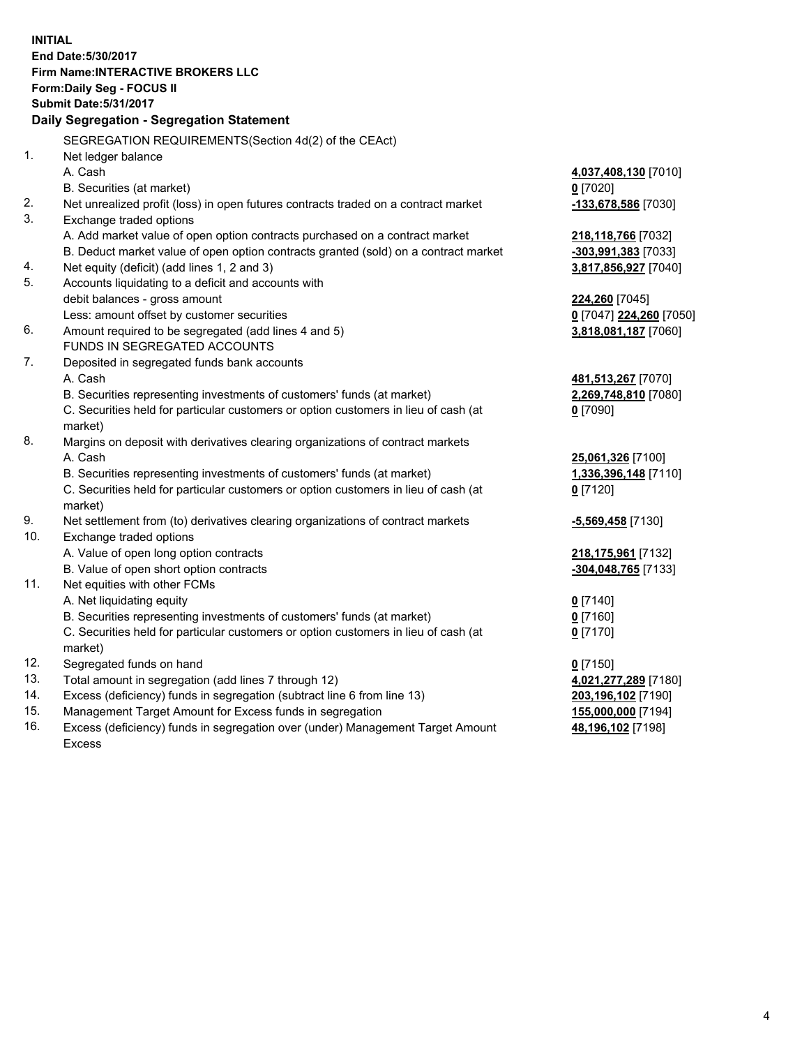**INITIAL**
**End Date:5/30/2017**
**Firm Name:INTERACTIVE BROKERS LLC**
**Form:Daily Seg - FOCUS II**
**Submit Date:5/31/2017**

## Daily Segregation - Segregation Statement

SEGREGATION REQUIREMENTS(Section 4d(2) of the CEAct)

| | | |
|---|---|---|
| 1. | Net ledger balance | |
| | A. Cash | **4,037,408,130** [7010] |
| | B. Securities (at market) | **0** [7020] |
| 2. | Net unrealized profit (loss) in open futures contracts traded on a contract market | **-133,678,586** [7030] |
| 3. | Exchange traded options | |
| | A. Add market value of open option contracts purchased on a contract market | **218,118,766** [7032] |
| | B. Deduct market value of open option contracts granted (sold) on a contract market | **-303,991,383** [7033] |
| 4. | Net equity (deficit) (add lines 1, 2 and 3) | **3,817,856,927** [7040] |
| 5. | Accounts liquidating to a deficit and accounts with | |
| | debit balances - gross amount | **224,260** [7045] |
| | Less: amount offset by customer securities | **0** [7047] **224,260** [7050] |
| 6. | Amount required to be segregated (add lines 4 and 5) | **3,818,081,187** [7060] |
| | FUNDS IN SEGREGATED ACCOUNTS | |
| 7. | Deposited in segregated funds bank accounts | |
| | A. Cash | **481,513,267** [7070] |
| | B. Securities representing investments of customers' funds (at market) | **2,269,748,810** [7080] |
| | C. Securities held for particular customers or option customers in lieu of cash (at market) | **0** [7090] |
| 8. | Margins on deposit with derivatives clearing organizations of contract markets | |
| | A. Cash | **25,061,326** [7100] |
| | B. Securities representing investments of customers' funds (at market) | **1,336,396,148** [7110] |
| | C. Securities held for particular customers or option customers in lieu of cash (at market) | **0** [7120] |
| 9. | Net settlement from (to) derivatives clearing organizations of contract markets | **-5,569,458** [7130] |
| 10. | Exchange traded options | |
| | A. Value of open long option contracts | **218,175,961** [7132] |
| | B. Value of open short option contracts | **-304,048,765** [7133] |
| 11. | Net equities with other FCMs | |
| | A. Net liquidating equity | **0** [7140] |
| | B. Securities representing investments of customers' funds (at market) | **0** [7160] |
| | C. Securities held for particular customers or option customers in lieu of cash (at market) | **0** [7170] |
| 12. | Segregated funds on hand | **0** [7150] |
| 13. | Total amount in segregation (add lines 7 through 12) | **4,021,277,289** [7180] |
| 14. | Excess (deficiency) funds in segregation (subtract line 6 from line 13) | **203,196,102** [7190] |
| 15. | Management Target Amount for Excess funds in segregation | **155,000,000** [7194] |
| 16. | Excess (deficiency) funds in segregation over (under) Management Target Amount Excess | **48,196,102** [7198] |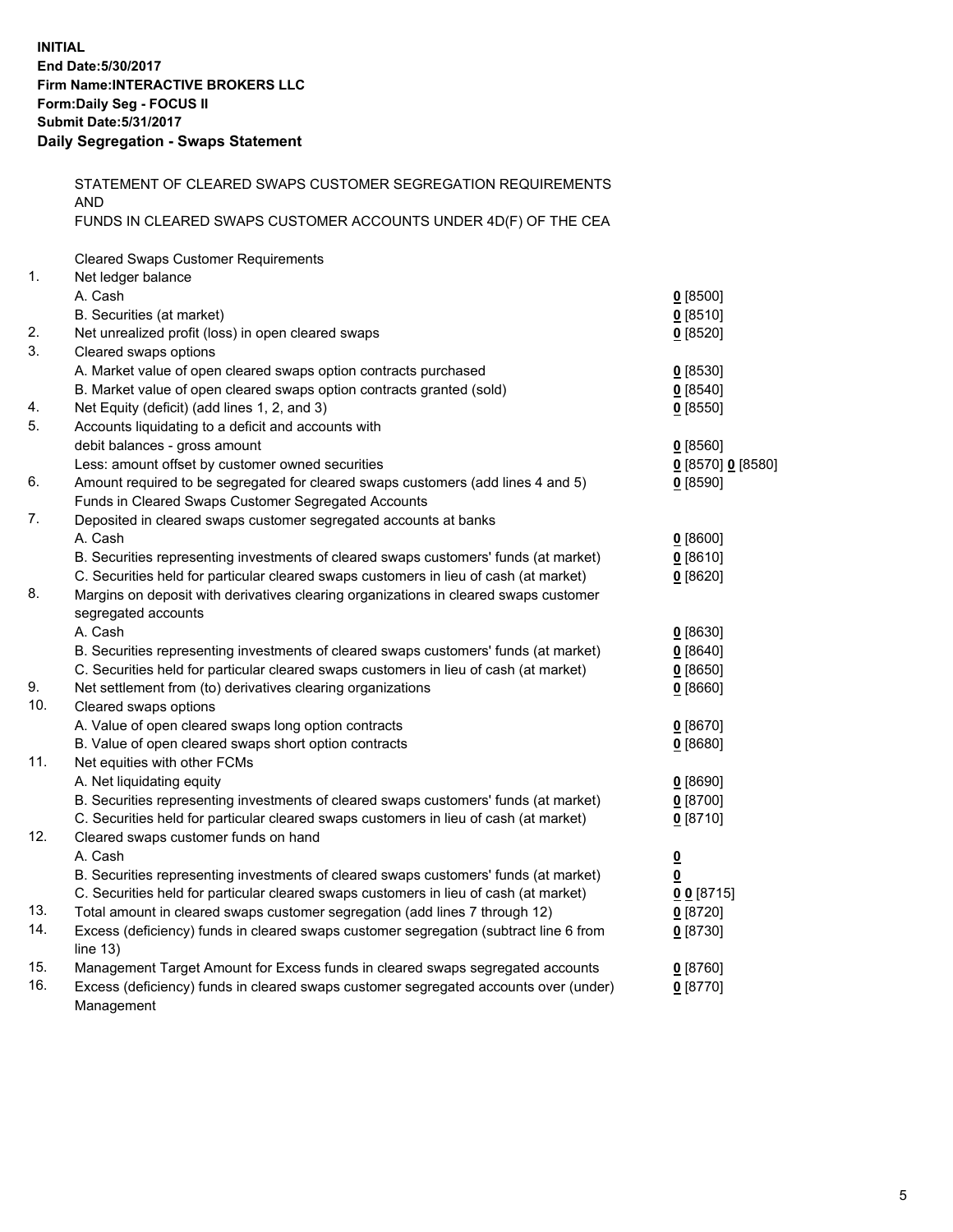**INITIAL**
**End Date:5/30/2017**
**Firm Name:INTERACTIVE BROKERS LLC**
**Form:Daily Seg - FOCUS II**
**Submit Date:5/31/2017**
**Daily Segregation - Swaps Statement**

STATEMENT OF CLEARED SWAPS CUSTOMER SEGREGATION REQUIREMENTS AND FUNDS IN CLEARED SWAPS CUSTOMER ACCOUNTS UNDER 4D(F) OF THE CEA

| | | |
|---|---|---|
| | Cleared Swaps Customer Requirements | |
| 1. | Net ledger balance | |
| | A. Cash | 0 [8500] |
| | B. Securities (at market) | 0 [8510] |
| 2. | Net unrealized profit (loss) in open cleared swaps | 0 [8520] |
| 3. | Cleared swaps options | |
| | A. Market value of open cleared swaps option contracts purchased | 0 [8530] |
| | B. Market value of open cleared swaps option contracts granted (sold) | 0 [8540] |
| 4. | Net Equity (deficit) (add lines 1, 2, and 3) | 0 [8550] |
| 5. | Accounts liquidating to a deficit and accounts with | |
| | debit balances - gross amount | 0 [8560] |
| | Less: amount offset by customer owned securities | 0 [8570] 0 [8580] |
| 6. | Amount required to be segregated for cleared swaps customers (add lines 4 and 5) | 0 [8590] |
| | Funds in Cleared Swaps Customer Segregated Accounts | |
| 7. | Deposited in cleared swaps customer segregated accounts at banks | |
| | A. Cash | 0 [8600] |
| | B. Securities representing investments of cleared swaps customers' funds (at market) | 0 [8610] |
| | C. Securities held for particular cleared swaps customers in lieu of cash (at market) | 0 [8620] |
| 8. | Margins on deposit with derivatives clearing organizations in cleared swaps customer segregated accounts | |
| | A. Cash | 0 [8630] |
| | B. Securities representing investments of cleared swaps customers' funds (at market) | 0 [8640] |
| | C. Securities held for particular cleared swaps customers in lieu of cash (at market) | 0 [8650] |
| 9. | Net settlement from (to) derivatives clearing organizations | 0 [8660] |
| 10. | Cleared swaps options | |
| | A. Value of open cleared swaps long option contracts | 0 [8670] |
| | B. Value of open cleared swaps short option contracts | 0 [8680] |
| 11. | Net equities with other FCMs | |
| | A. Net liquidating equity | 0 [8690] |
| | B. Securities representing investments of cleared swaps customers' funds (at market) | 0 [8700] |
| | C. Securities held for particular cleared swaps customers in lieu of cash (at market) | 0 [8710] |
| 12. | Cleared swaps customer funds on hand | |
| | A. Cash | 0 |
| | B. Securities representing investments of cleared swaps customers' funds (at market) | 0 |
| | C. Securities held for particular cleared swaps customers in lieu of cash (at market) | 0 0 [8715] |
| 13. | Total amount in cleared swaps customer segregation (add lines 7 through 12) | 0 [8720] |
| 14. | Excess (deficiency) funds in cleared swaps customer segregation (subtract line 6 from line 13) | 0 [8730] |
| 15. | Management Target Amount for Excess funds in cleared swaps segregated accounts | 0 [8760] |
| 16. | Excess (deficiency) funds in cleared swaps customer segregated accounts over (under) Management | 0 [8770] |